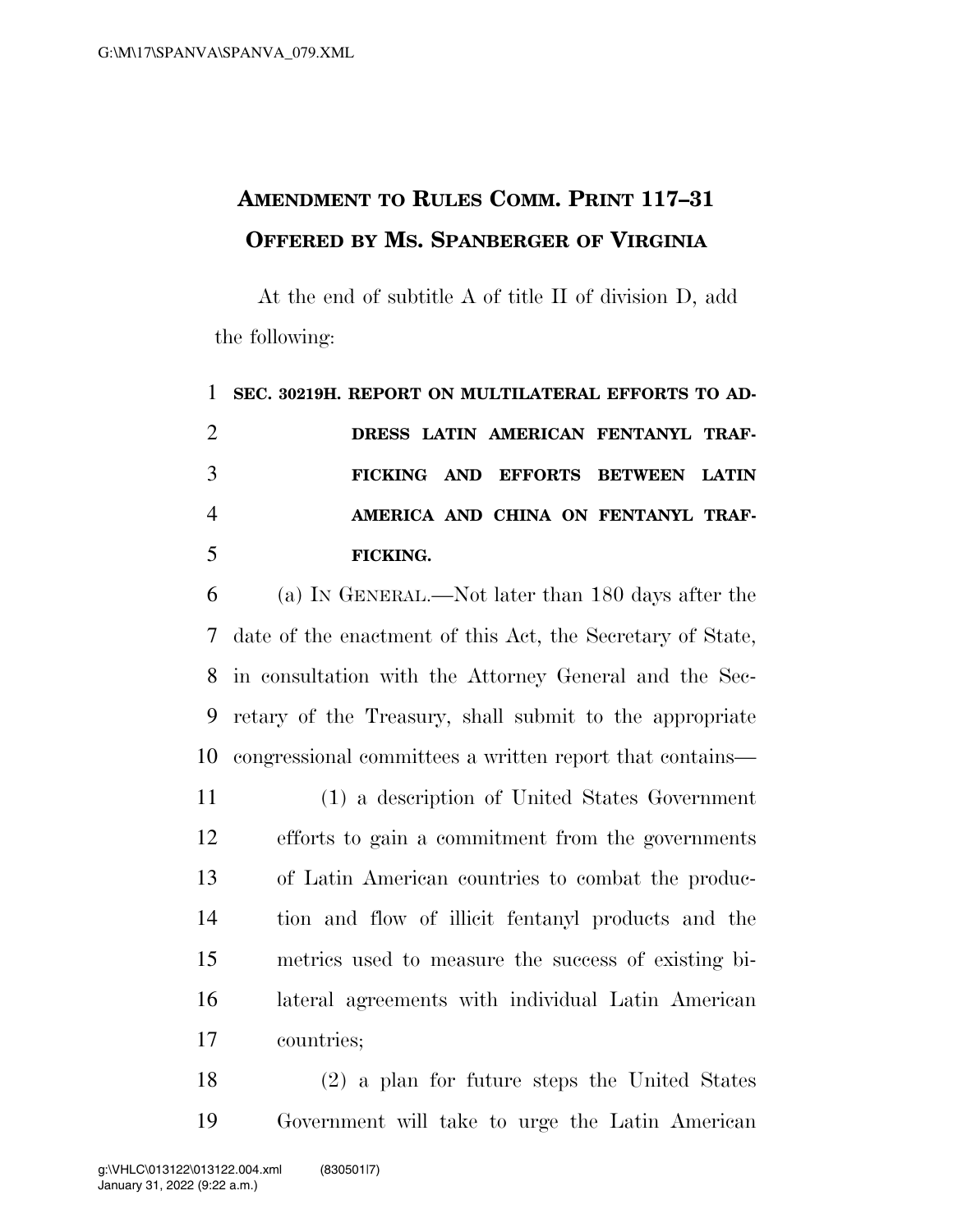# AMENDMENT TO RULES COMM. PRINT 117–31 OFFERED BY MS. SPANBERGER OF VIRGINIA

At the end of subtitle A of title II of division D, add the following:

**SEC. 30219H. REPORT ON MULTILATERAL EFFORTS TO ADDRESS LATIN AMERICAN FENTANYL TRAFFICKING AND EFFORTS BETWEEN LATIN AMERICA AND CHINA ON FENTANYL TRAFFICKING.**

(a) IN GENERAL.—Not later than 180 days after the date of the enactment of this Act, the Secretary of State, in consultation with the Attorney General and the Secretary of the Treasury, shall submit to the appropriate congressional committees a written report that contains—

(1) a description of United States Government efforts to gain a commitment from the governments of Latin American countries to combat the production and flow of illicit fentanyl products and the metrics used to measure the success of existing bilateral agreements with individual Latin American countries;

(2) a plan for future steps the United States Government will take to urge the Latin American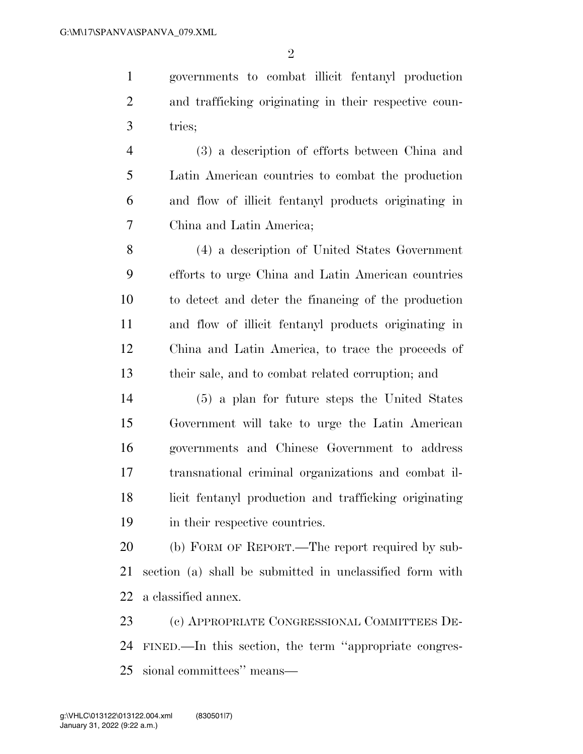governments to combat illicit fentanyl production and trafficking originating in their respective countries;

(3) a description of efforts between China and Latin American countries to combat the production and flow of illicit fentanyl products originating in China and Latin America;

(4) a description of United States Government efforts to urge China and Latin American countries to detect and deter the financing of the production and flow of illicit fentanyl products originating in China and Latin America, to trace the proceeds of their sale, and to combat related corruption; and

(5) a plan for future steps the United States Government will take to urge the Latin American governments and Chinese Government to address transnational criminal organizations and combat illicit fentanyl production and trafficking originating in their respective countries.

(b) FORM OF REPORT.—The report required by subsection (a) shall be submitted in unclassified form with a classified annex.

(c) APPROPRIATE CONGRESSIONAL COMMITTEES DEFINED.—In this section, the term ''appropriate congressional committees'' means—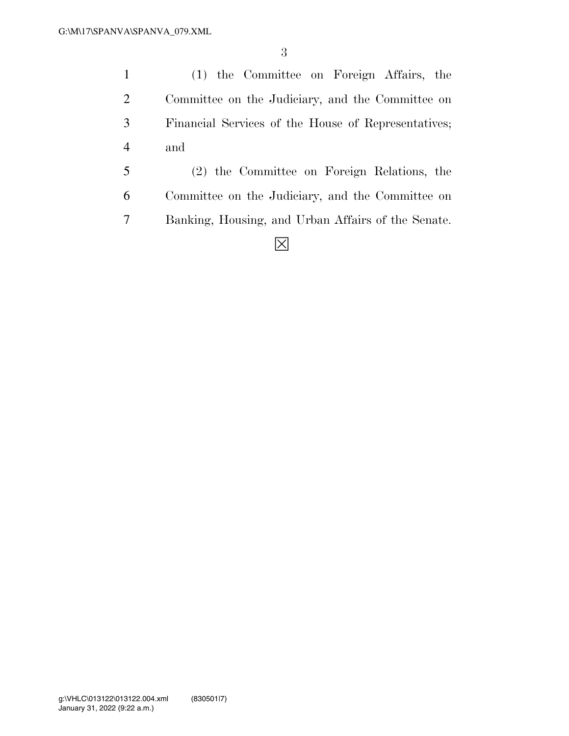(1) the Committee on Foreign Affairs, the Committee on the Judiciary, and the Committee on Financial Services of the House of Representatives; and

(2) the Committee on Foreign Relations, the Committee on the Judiciary, and the Committee on Banking, Housing, and Urban Affairs of the Senate.